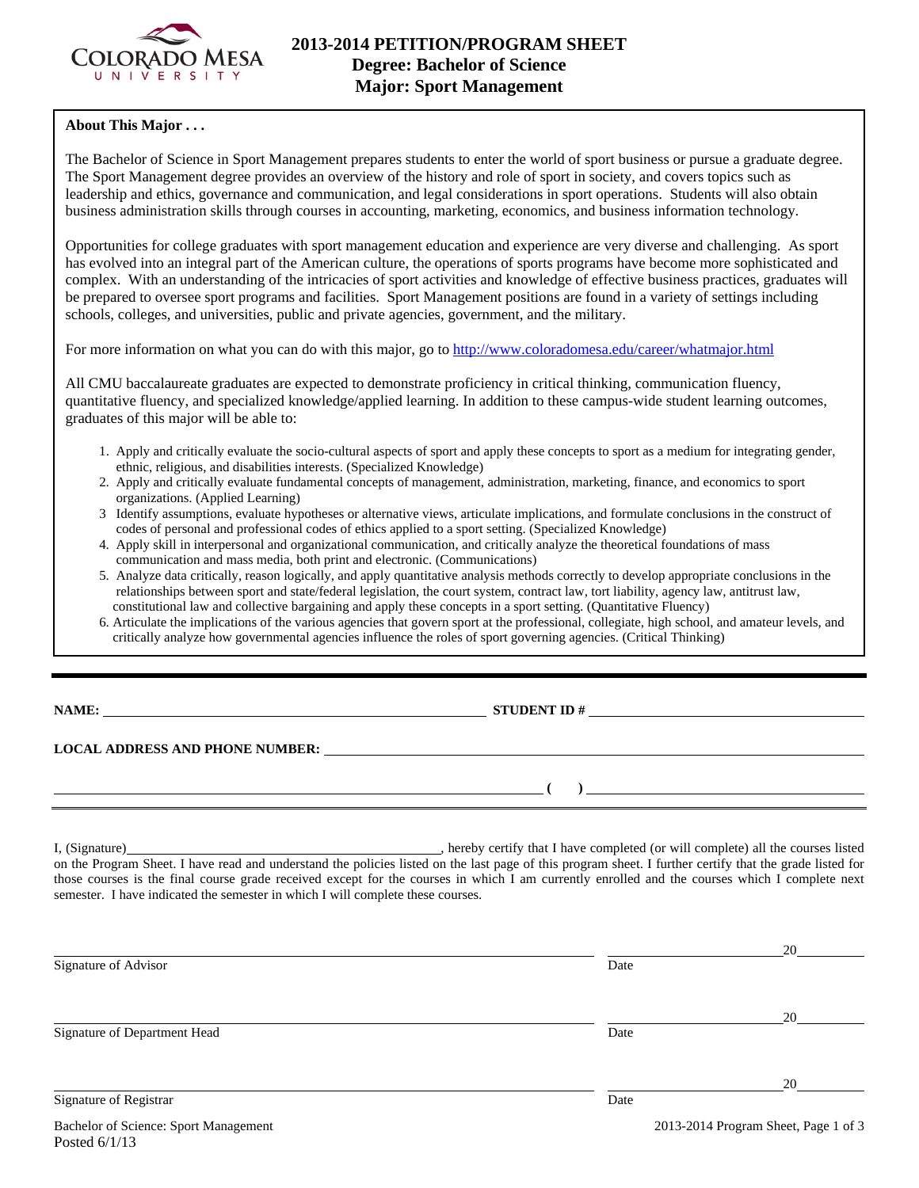# 2013-2014 PETITION/PROGRAM SHEET
## Degree: Bachelor of Science
## Major: Sport Management

**About This Major . . .**

The Bachelor of Science in Sport Management prepares students to enter the world of sport business or pursue a graduate degree. The Sport Management degree provides an overview of the history and role of sport in society, and covers topics such as leadership and ethics, governance and communication, and legal considerations in sport operations. Students will also obtain business administration skills through courses in accounting, marketing, economics, and business information technology.

Opportunities for college graduates with sport management education and experience are very diverse and challenging. As sport has evolved into an integral part of the American culture, the operations of sports programs have become more sophisticated and complex. With an understanding of the intricacies of sport activities and knowledge of effective business practices, graduates will be prepared to oversee sport programs and facilities. Sport Management positions are found in a variety of settings including schools, colleges, and universities, public and private agencies, government, and the military.

For more information on what you can do with this major, go to http://www.coloradomesa.edu/career/whatmajor.html

All CMU baccalaureate graduates are expected to demonstrate proficiency in critical thinking, communication fluency, quantitative fluency, and specialized knowledge/applied learning. In addition to these campus-wide student learning outcomes, graduates of this major will be able to:

1. Apply and critically evaluate the socio-cultural aspects of sport and apply these concepts to sport as a medium for integrating gender, ethnic, religious, and disabilities interests. (Specialized Knowledge)
2. Apply and critically evaluate fundamental concepts of management, administration, marketing, finance, and economics to sport organizations. (Applied Learning)
3. Identify assumptions, evaluate hypotheses or alternative views, articulate implications, and formulate conclusions in the construct of codes of personal and professional codes of ethics applied to a sport setting. (Specialized Knowledge)
4. Apply skill in interpersonal and organizational communication, and critically analyze the theoretical foundations of mass communication and mass media, both print and electronic. (Communications)
5. Analyze data critically, reason logically, and apply quantitative analysis methods correctly to develop appropriate conclusions in the relationships between sport and state/federal legislation, the court system, contract law, tort liability, agency law, antitrust law, constitutional law and collective bargaining and apply these concepts in a sport setting. (Quantitative Fluency)
6. Articulate the implications of the various agencies that govern sport at the professional, collegiate, high school, and amateur levels, and critically analyze how governmental agencies influence the roles of sport governing agencies. (Critical Thinking)

---

**NAME:** ______________________________ **STUDENT ID #** ______________________________

**LOCAL ADDRESS AND PHONE NUMBER:** ______________________________

______________________________ **(   )** ______________________________

I, (Signature)______________________________, hereby certify that I have completed (or will complete) all the courses listed on the Program Sheet. I have read and understand the policies listed on the last page of this program sheet. I further certify that the grade listed for those courses is the final course grade received except for the courses in which I am currently enrolled and the courses which I complete next semester. I have indicated the semester in which I will complete these courses.

______________________________ ____________________20______
Signature of Advisor Date

______________________________ ____________________20______
Signature of Department Head Date

______________________________ ____________________20______
Signature of Registrar Date

Bachelor of Science: Sport Management
Posted 6/1/13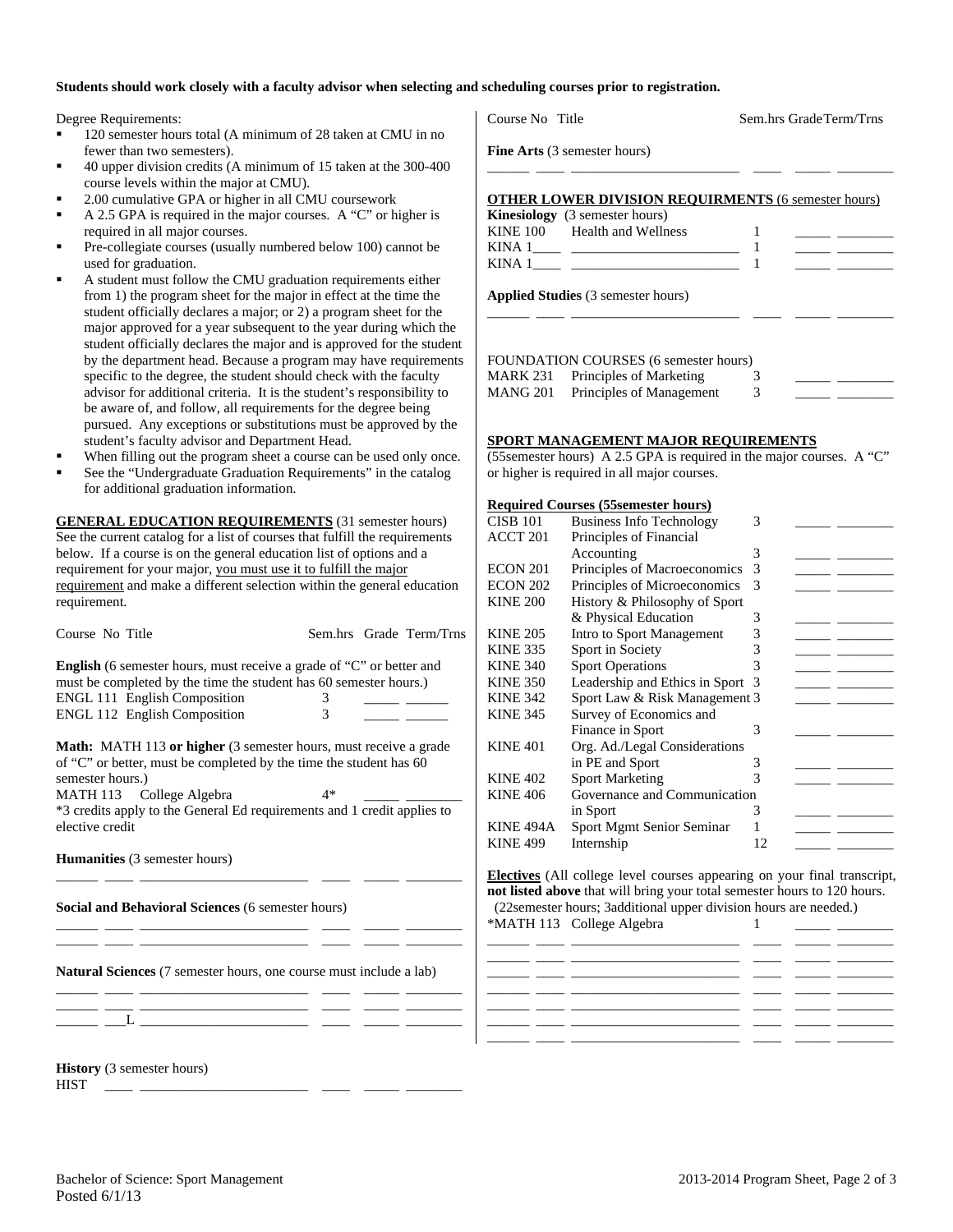**Students should work closely with a faculty advisor when selecting and scheduling courses prior to registration.**

Degree Requirements:

- 120 semester hours total (A minimum of 28 taken at CMU in no fewer than two semesters).
- 40 upper division credits (A minimum of 15 taken at the 300-400 course levels within the major at CMU).
- 2.00 cumulative GPA or higher in all CMU coursework
- A 2.5 GPA is required in the major courses. A "C" or higher is required in all major courses.
- Pre-collegiate courses (usually numbered below 100) cannot be used for graduation.
- A student must follow the CMU graduation requirements either from 1) the program sheet for the major in effect at the time the student officially declares a major; or 2) a program sheet for the major approved for a year subsequent to the year during which the student officially declares the major and is approved for the student by the department head. Because a program may have requirements specific to the degree, the student should check with the faculty advisor for additional criteria. It is the student's responsibility to be aware of, and follow, all requirements for the degree being pursued. Any exceptions or substitutions must be approved by the student's faculty advisor and Department Head.
- When filling out the program sheet a course can be used only once.
- See the "Undergraduate Graduation Requirements" in the catalog for additional graduation information.

**GENERAL EDUCATION REQUIREMENTS** (31 semester hours) See the current catalog for a list of courses that fulfill the requirements below. If a course is on the general education list of options and a requirement for your major, you must use it to fulfill the major requirement and make a different selection within the general education requirement.

| Course No | Title | Sem.hrs | Grade | Term/Trns |
|---|---|---|---|---|

**English** (6 semester hours, must receive a grade of "C" or better and must be completed by the time the student has 60 semester hours.)

| Course No | Title | Sem.hrs | Grade | Term/Trns |
|---|---|---|---|---|
| ENGL 111 | English Composition | 3 | _____ | ______ |
| ENGL 112 | English Composition | 3 | _____ | ______ |

**Math: MATH 113 or higher** (3 semester hours, must receive a grade of "C" or better, must be completed by the time the student has 60 semester hours.)

| Course No | Title | Sem.hrs | Grade | Term/Trns |
|---|---|---|---|---|
| MATH 113 | College Algebra | 4* | _____ | ________ |

*3 credits apply to the General Ed requirements and 1 credit applies to elective credit

**Humanities** (3 semester hours)

______ ____ ________________________ ____ _____ ________

**Social and Behavioral Sciences** (6 semester hours)

______ ____ ________________________ ____ _____ ________
______ ____ ________________________ ____ _____ ________

**Natural Sciences** (7 semester hours, one course must include a lab)

______ ____ ________________________ ____ _____ ________
______ ____ ________________________ ____ _____ ________
______ ___L ________________________ ____ _____ ________

**History** (3 semester hours)

HIST ____ ________________________ ____ _____ ________

| Course No | Title | Sem.hrs | Grade | Term/Trns |
|---|---|---|---|---|

**Fine Arts** (3 semester hours)

______ ____ ________________________ ____ _____ ________

**OTHER LOWER DIVISION REQUIRMENTS** (6 semester hours)

**Kinesiology** (3 semester hours)

| Course No | Title | Sem.hrs | Grade | Term/Trns |
|---|---|---|---|---|
| KINE 100 | Health and Wellness | 1 | _____ | ________ |
| KINA 1____ | ________________________ | 1 | _____ | ________ |
| KINA 1____ | ________________________ | 1 | _____ | ________ |

**Applied Studies** (3 semester hours)

______ ____ ________________________ ____ _____ ________

FOUNDATION COURSES (6 semester hours)

| Course No | Title | Sem.hrs | Grade | Term/Trns |
|---|---|---|---|---|
| MARK 231 | Principles of Marketing | 3 | _____ | ________ |
| MANG 201 | Principles of Management | 3 | _____ | ________ |

**SPORT MANAGEMENT MAJOR REQUIREMENTS**

(55semester hours) A 2.5 GPA is required in the major courses. A "C" or higher is required in all major courses.

**Required Courses (55semester hours)**

| Course No | Title | Sem.hrs | Grade | Term/Trns |
|---|---|---|---|---|
| CISB 101 | Business Info Technology | 3 | _____ | ________ |
| ACCT 201 | Principles of Financial Accounting | 3 | _____ | ________ |
| ECON 201 | Principles of Macroeconomics | 3 | _____ | ________ |
| ECON 202 | Principles of Microeconomics | 3 | _____ | ________ |
| KINE 200 | History & Philosophy of Sport & Physical Education | 3 | _____ | ________ |
| KINE 205 | Intro to Sport Management | 3 | _____ | ________ |
| KINE 335 | Sport in Society | 3 | _____ | ________ |
| KINE 340 | Sport Operations | 3 | _____ | ________ |
| KINE 350 | Leadership and Ethics in Sport | 3 | _____ | ________ |
| KINE 342 | Sport Law & Risk Management | 3 | _____ | ________ |
| KINE 345 | Survey of Economics and Finance in Sport | 3 | _____ | ________ |
| KINE 401 | Org. Ad./Legal Considerations in PE and Sport | 3 | _____ | ________ |
| KINE 402 | Sport Marketing | 3 | _____ | ________ |
| KINE 406 | Governance and Communication in Sport | 3 | _____ | ________ |
| KINE 494A | Sport Mgmt Senior Seminar | 1 | _____ | ________ |
| KINE 499 | Internship | 12 | _____ | ________ |

**Electives** (All college level courses appearing on your final transcript, **not listed above** that will bring your total semester hours to 120 hours. (22semester hours; 3additional upper division hours are needed.)

| Course No | Title | Sem.hrs | Grade | Term/Trns |
|---|---|---|---|---|
| *MATH 113 | College Algebra | 1 | _____ | ________ |
| ______ ____ | ________________________ | ____ | _____ | ________ |
| ______ ____ | ________________________ | ____ | _____ | ________ |
| ______ ____ | ________________________ | ____ | _____ | ________ |
| ______ ____ | ________________________ | ____ | _____ | ________ |
| ______ ____ | ________________________ | ____ | _____ | ________ |
| ______ ____ | ________________________ | ____ | _____ | ________ |
| ______ ____ | ________________________ | ____ | _____ | ________ |

Bachelor of Science: Sport Management
Posted 6/1/13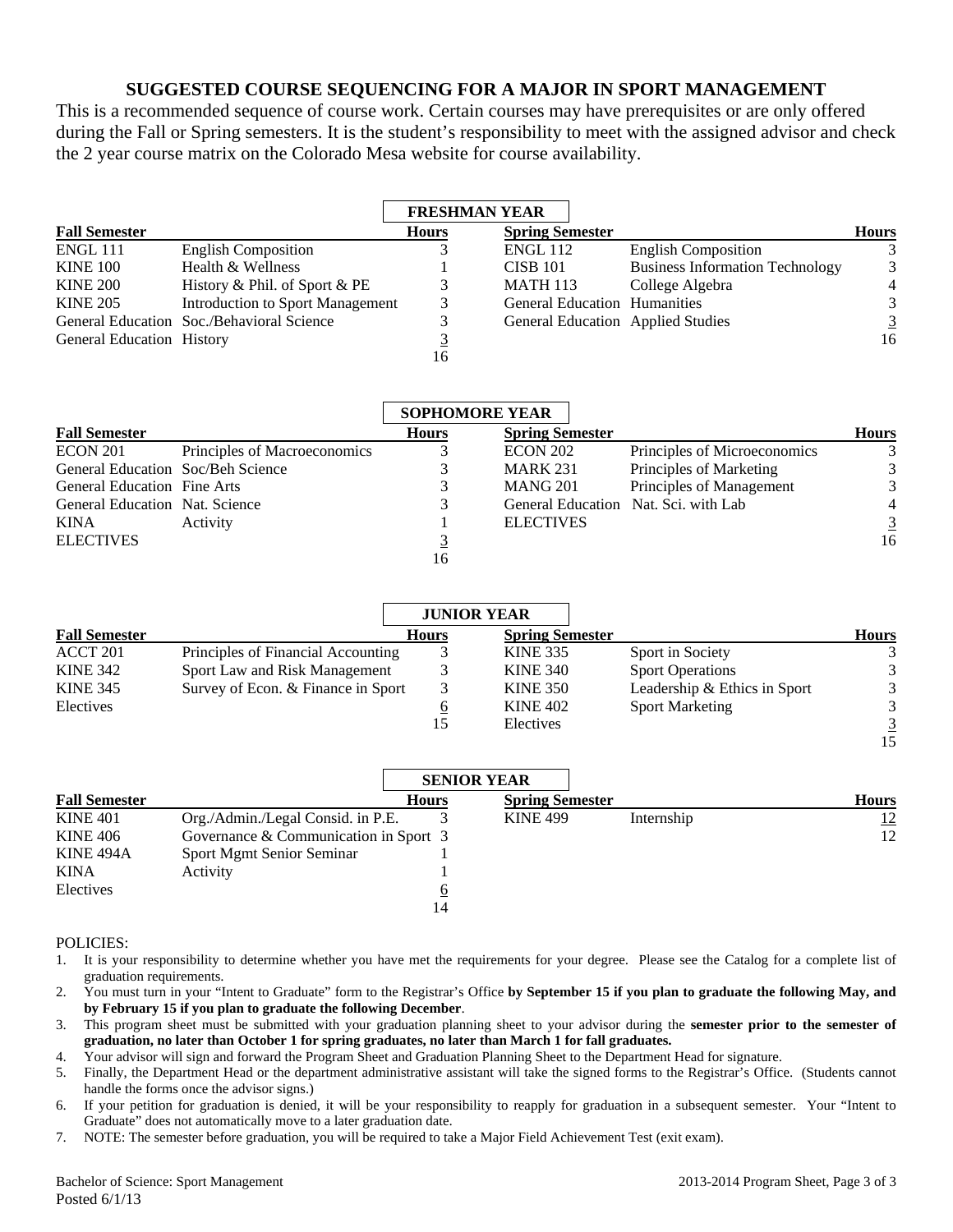## SUGGESTED COURSE SEQUENCING FOR A MAJOR IN SPORT MANAGEMENT

This is a recommended sequence of course work. Certain courses may have prerequisites or are only offered during the Fall or Spring semesters. It is the student's responsibility to meet with the assigned advisor and check the 2 year course matrix on the Colorado Mesa website for course availability.

### FRESHMAN YEAR

| Fall Semester | | Hours | Spring Semester | | Hours |
|---|---|---|---|---|---|
| ENGL 111 | English Composition | 3 | ENGL 112 | English Composition | 3 |
| KINE 100 | Health & Wellness | 1 | CISB 101 | Business Information Technology | 3 |
| KINE 200 | History & Phil. of Sport & PE | 3 | MATH 113 | College Algebra | 4 |
| KINE 205 | Introduction to Sport Management | 3 | General Education | Humanities | 3 |
| General Education | Soc./Behavioral Science | 3 | General Education | Applied Studies | 3 |
| General Education | History | 3 | | | 16 |
| | | 16 | | | |

### SOPHOMORE YEAR

| Fall Semester | | Hours | Spring Semester | | Hours |
|---|---|---|---|---|---|
| ECON 201 | Principles of Macroeconomics | 3 | ECON 202 | Principles of Microeconomics | 3 |
| General Education | Soc/Beh Science | 3 | MARK 231 | Principles of Marketing | 3 |
| General Education | Fine Arts | 3 | MANG 201 | Principles of Management | 3 |
| General Education | Nat. Science | 3 | General Education | Nat. Sci. with Lab | 4 |
| KINA | Activity | 1 | ELECTIVES | | 3 |
| ELECTIVES | | 3 | | | 16 |
| | | 16 | | | |

### JUNIOR YEAR

| Fall Semester | | Hours | Spring Semester | | Hours |
|---|---|---|---|---|---|
| ACCT 201 | Principles of Financial Accounting | 3 | KINE 335 | Sport in Society | 3 |
| KINE 342 | Sport Law and Risk Management | 3 | KINE 340 | Sport Operations | 3 |
| KINE 345 | Survey of Econ. & Finance in Sport | 3 | KINE 350 | Leadership & Ethics in Sport | 3 |
| Electives | | 6 | KINE 402 | Sport Marketing | 3 |
| | | 15 | Electives | | 3 |
| | | | | | 15 |

### SENIOR YEAR

| Fall Semester | | Hours | Spring Semester | | Hours |
|---|---|---|---|---|---|
| KINE 401 | Org./Admin./Legal Consid. in P.E. | 3 | KINE 499 | Internship | 12 |
| KINE 406 | Governance & Communication in Sport | 3 | | | 12 |
| KINE 494A | Sport Mgmt Senior Seminar | 1 | | | |
| KINA | Activity | 1 | | | |
| Electives | | 6 | | | |
| | | 14 | | | |

POLICIES:

1. It is your responsibility to determine whether you have met the requirements for your degree. Please see the Catalog for a complete list of graduation requirements.
2. You must turn in your "Intent to Graduate" form to the Registrar's Office **by September 15 if you plan to graduate the following May, and by February 15 if you plan to graduate the following December**.
3. This program sheet must be submitted with your graduation planning sheet to your advisor during the **semester prior to the semester of graduation, no later than October 1 for spring graduates, no later than March 1 for fall graduates.**
4. Your advisor will sign and forward the Program Sheet and Graduation Planning Sheet to the Department Head for signature.
5. Finally, the Department Head or the department administrative assistant will take the signed forms to the Registrar's Office. (Students cannot handle the forms once the advisor signs.)
6. If your petition for graduation is denied, it will be your responsibility to reapply for graduation in a subsequent semester. Your "Intent to Graduate" does not automatically move to a later graduation date.
7. NOTE: The semester before graduation, you will be required to take a Major Field Achievement Test (exit exam).

Bachelor of Science: Sport Management
Posted 6/1/13
2013-2014 Program Sheet